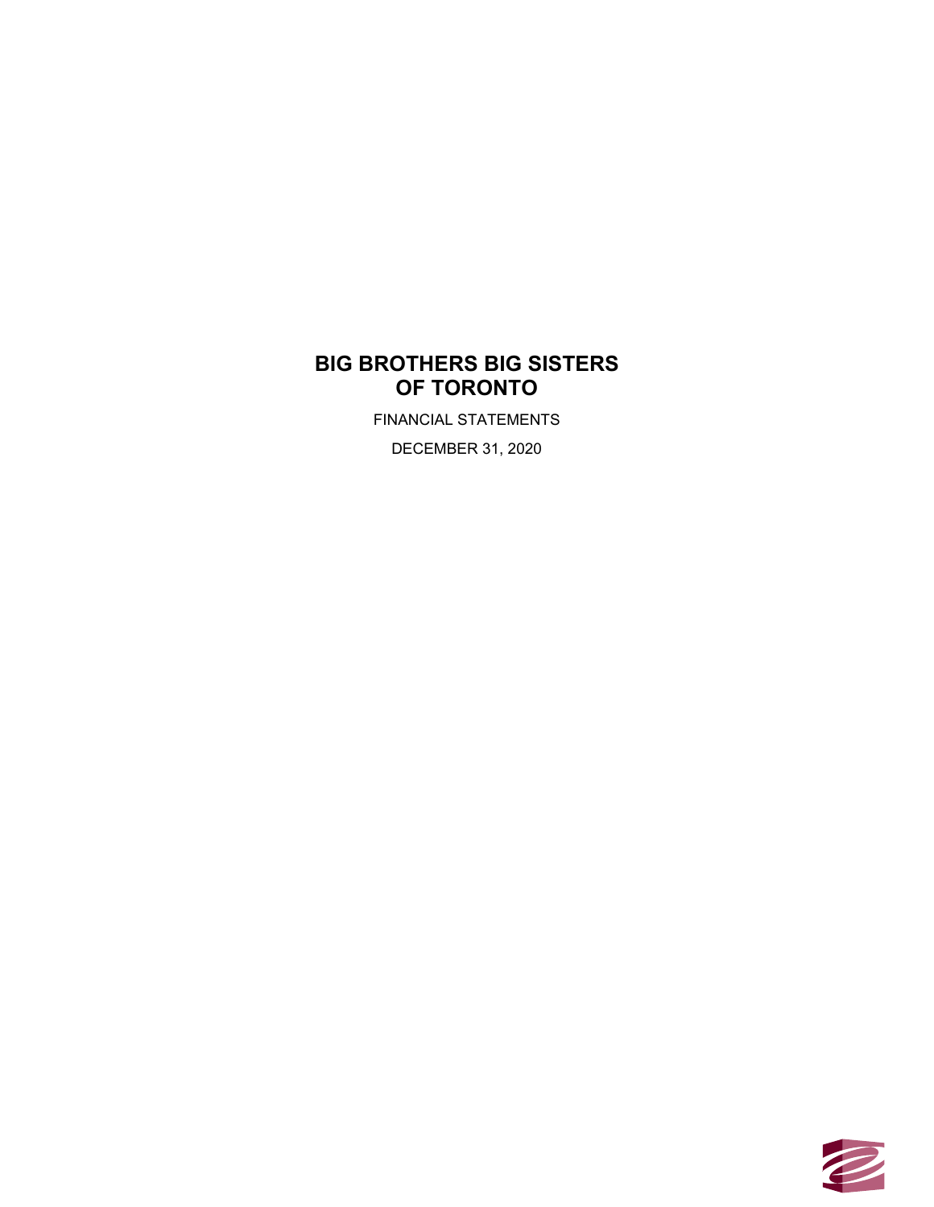# BIG BROTHERS BIG SISTERS OF TORONTO

FINANCIAL STATEMENTS

DECEMBER 31, 2020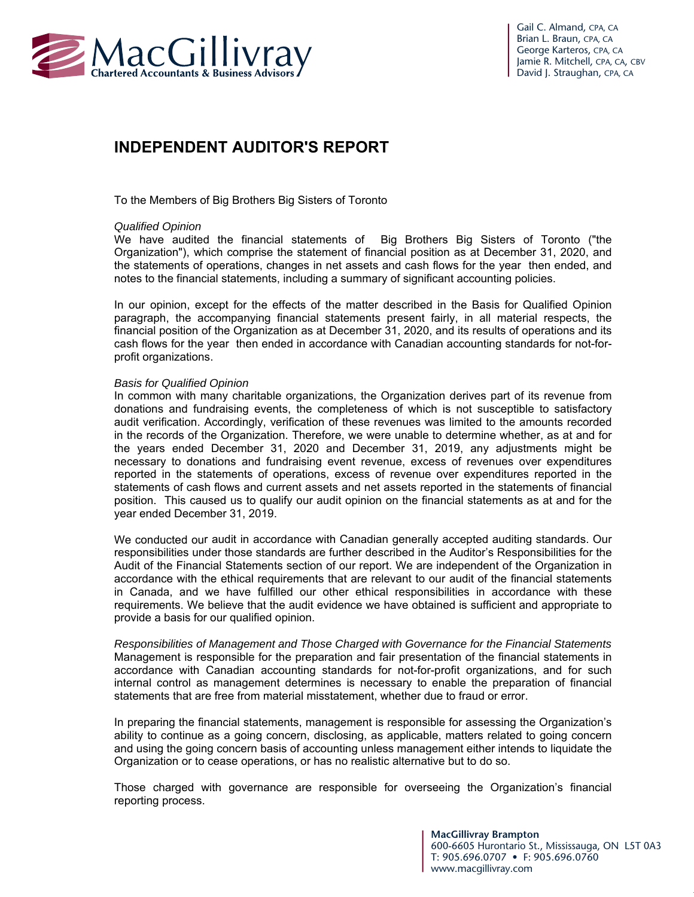# INDEPENDENT AUDITOR'S REPORT

To the Members of Big Brothers Big Sisters of Toronto

*Qualified Opinion*

We have audited the financial statements of Big Brothers Big Sisters of Toronto ("the Organization"), which comprise the statement of financial position as at December 31, 2020, and the statements of operations, changes in net assets and cash flows for the year then ended, and notes to the financial statements, including a summary of significant accounting policies.

In our opinion, except for the effects of the matter described in the Basis for Qualified Opinion paragraph, the accompanying financial statements present fairly, in all material respects, the financial position of the Organization as at December 31, 2020, and its results of operations and its cash flows for the year then ended in accordance with Canadian accounting standards for not-for-profit organizations.

*Basis for Qualified Opinion*

In common with many charitable organizations, the Organization derives part of its revenue from donations and fundraising events, the completeness of which is not susceptible to satisfactory audit verification. Accordingly, verification of these revenues was limited to the amounts recorded in the records of the Organization. Therefore, we were unable to determine whether, as at and for the years ended December 31, 2020 and December 31, 2019, any adjustments might be necessary to donations and fundraising event revenue, excess of revenues over expenditures reported in the statements of operations, excess of revenue over expenditures reported in the statements of cash flows and current assets and net assets reported in the statements of financial position. This caused us to qualify our audit opinion on the financial statements as at and for the year ended December 31, 2019.

We conducted our audit in accordance with Canadian generally accepted auditing standards. Our responsibilities under those standards are further described in the Auditor's Responsibilities for the Audit of the Financial Statements section of our report. We are independent of the Organization in accordance with the ethical requirements that are relevant to our audit of the financial statements in Canada, and we have fulfilled our other ethical responsibilities in accordance with these requirements. We believe that the audit evidence we have obtained is sufficient and appropriate to provide a basis for our qualified opinion.

*Responsibilities of Management and Those Charged with Governance for the Financial Statements*

Management is responsible for the preparation and fair presentation of the financial statements in accordance with Canadian accounting standards for not-for-profit organizations, and for such internal control as management determines is necessary to enable the preparation of financial statements that are free from material misstatement, whether due to fraud or error.

In preparing the financial statements, management is responsible for assessing the Organization's ability to continue as a going concern, disclosing, as applicable, matters related to going concern and using the going concern basis of accounting unless management either intends to liquidate the Organization or to cease operations, or has no realistic alternative but to do so.

Those charged with governance are responsible for overseeing the Organization's financial reporting process.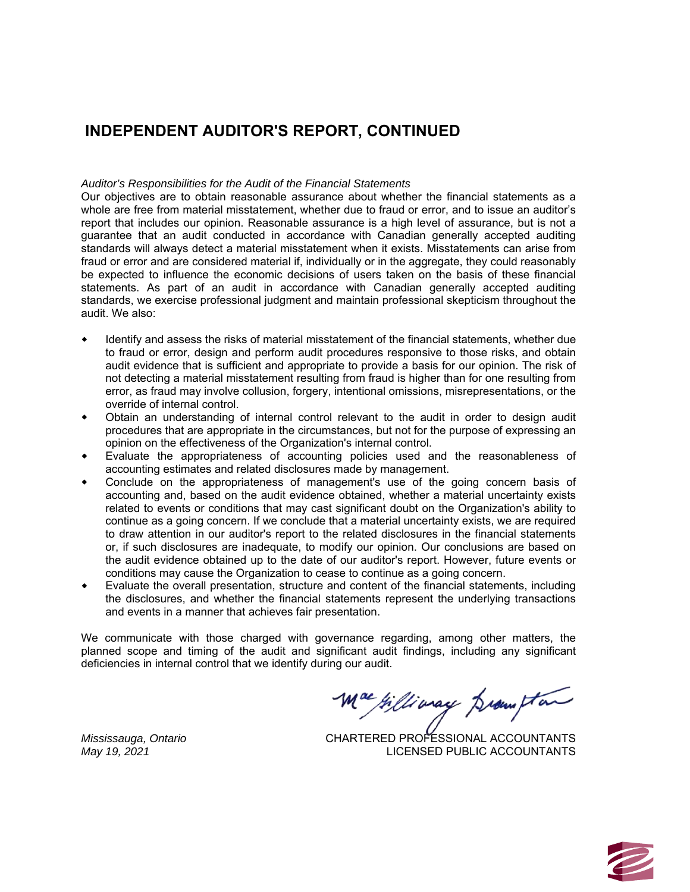# INDEPENDENT AUDITOR'S REPORT, CONTINUED

*Auditor's Responsibilities for the Audit of the Financial Statements*

Our objectives are to obtain reasonable assurance about whether the financial statements as a whole are free from material misstatement, whether due to fraud or error, and to issue an auditor's report that includes our opinion. Reasonable assurance is a high level of assurance, but is not a guarantee that an audit conducted in accordance with Canadian generally accepted auditing standards will always detect a material misstatement when it exists. Misstatements can arise from fraud or error and are considered material if, individually or in the aggregate, they could reasonably be expected to influence the economic decisions of users taken on the basis of these financial statements. As part of an audit in accordance with Canadian generally accepted auditing standards, we exercise professional judgment and maintain professional skepticism throughout the audit. We also:

- Identify and assess the risks of material misstatement of the financial statements, whether due to fraud or error, design and perform audit procedures responsive to those risks, and obtain audit evidence that is sufficient and appropriate to provide a basis for our opinion. The risk of not detecting a material misstatement resulting from fraud is higher than for one resulting from error, as fraud may involve collusion, forgery, intentional omissions, misrepresentations, or the override of internal control.
- Obtain an understanding of internal control relevant to the audit in order to design audit procedures that are appropriate in the circumstances, but not for the purpose of expressing an opinion on the effectiveness of the Organization's internal control.
- Evaluate the appropriateness of accounting policies used and the reasonableness of accounting estimates and related disclosures made by management.
- Conclude on the appropriateness of management's use of the going concern basis of accounting and, based on the audit evidence obtained, whether a material uncertainty exists related to events or conditions that may cast significant doubt on the Organization's ability to continue as a going concern. If we conclude that a material uncertainty exists, we are required to draw attention in our auditor's report to the related disclosures in the financial statements or, if such disclosures are inadequate, to modify our opinion. Our conclusions are based on the audit evidence obtained up to the date of our auditor's report. However, future events or conditions may cause the Organization to cease to continue as a going concern.
- Evaluate the overall presentation, structure and content of the financial statements, including the disclosures, and whether the financial statements represent the underlying transactions and events in a manner that achieves fair presentation.

We communicate with those charged with governance regarding, among other matters, the planned scope and timing of the audit and significant audit findings, including any significant deficiencies in internal control that we identify during our audit.

MacGillivray Brampton

*Mississauga, Ontario*
*May 19, 2021*

CHARTERED PROFESSIONAL ACCOUNTANTS
LICENSED PUBLIC ACCOUNTANTS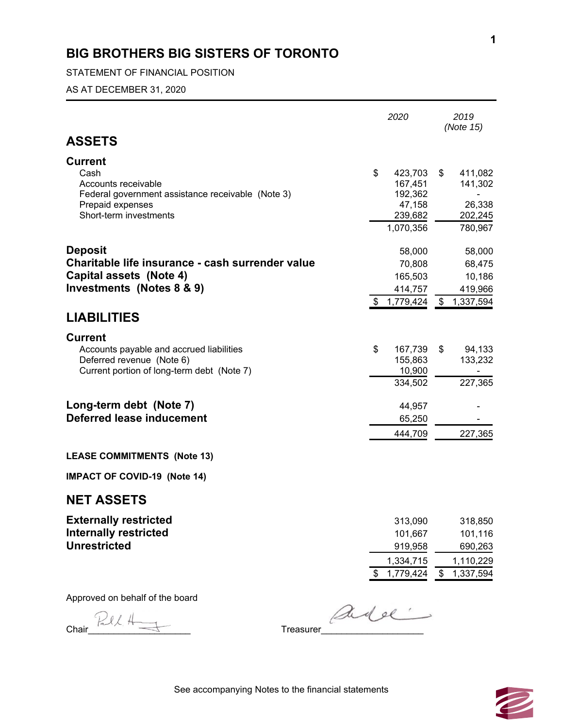# BIG BROTHERS BIG SISTERS OF TORONTO

STATEMENT OF FINANCIAL POSITION

AS AT DECEMBER 31, 2020

| | 2020 | 2019 (Note 15) |
|---|---|---|
| **ASSETS** | | |
| **Current** | | |
| Cash | $ 423,703 | $ 411,082 |
| Accounts receivable | 167,451 | 141,302 |
| Federal government assistance receivable (Note 3) | 192,362 | - |
| Prepaid expenses | 47,158 | 26,338 |
| Short-term investments | 239,682 | 202,245 |
| | 1,070,356 | 780,967 |
| **Deposit** | 58,000 | 58,000 |
| **Charitable life insurance - cash surrender value** | 70,808 | 68,475 |
| **Capital assets (Note 4)** | 165,503 | 10,186 |
| **Investments (Notes 8 & 9)** | 414,757 | 419,966 |
| | $ 1,779,424 | $ 1,337,594 |
| **LIABILITIES** | | |
| **Current** | | |
| Accounts payable and accrued liabilities | $ 167,739 | $ 94,133 |
| Deferred revenue (Note 6) | 155,863 | 133,232 |
| Current portion of long-term debt (Note 7) | 10,900 | - |
| | 334,502 | 227,365 |
| **Long-term debt (Note 7)** | 44,957 | - |
| **Deferred lease inducement** | 65,250 | - |
| | 444,709 | 227,365 |
| **LEASE COMMITMENTS (Note 13)** | | |
| **IMPACT OF COVID-19 (Note 14)** | | |
| **NET ASSETS** | | |
| **Externally restricted** | 313,090 | 318,850 |
| **Internally restricted** | 101,667 | 101,116 |
| **Unrestricted** | 919,958 | 690,263 |
| | 1,334,715 | 1,110,229 |
| | $ 1,779,424 | $ 1,337,594 |

Approved on behalf of the board

Chair____________________ Treasurer____________________

See accompanying Notes to the financial statements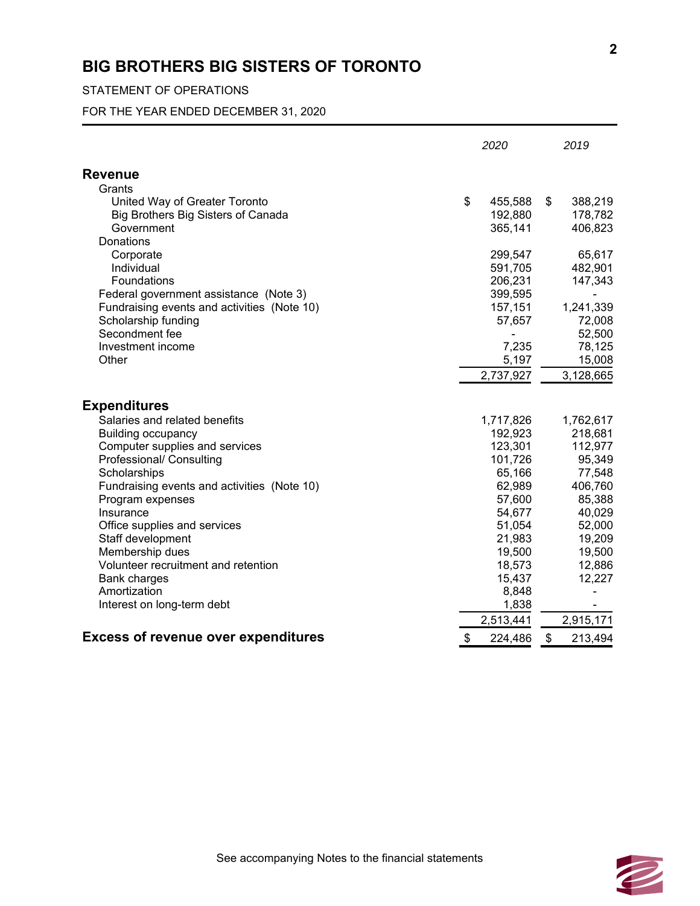# BIG BROTHERS BIG SISTERS OF TORONTO

STATEMENT OF OPERATIONS

FOR THE YEAR ENDED DECEMBER 31, 2020

| | *2020* | *2019* |
|---|---|---|
| **Revenue** | | |
| Grants | | |
| United Way of Greater Toronto | $ 455,588 | $ 388,219 |
| Big Brothers Big Sisters of Canada | 192,880 | 178,782 |
| Government | 365,141 | 406,823 |
| Donations | | |
| Corporate | 299,547 | 65,617 |
| Individual | 591,705 | 482,901 |
| Foundations | 206,231 | 147,343 |
| Federal government assistance (Note 3) | 399,595 | - |
| Fundraising events and activities (Note 10) | 157,151 | 1,241,339 |
| Scholarship funding | 57,657 | 72,008 |
| Secondment fee | - | 52,500 |
| Investment income | 7,235 | 78,125 |
| Other | 5,197 | 15,008 |
| | 2,737,927 | 3,128,665 |
| **Expenditures** | | |
| Salaries and related benefits | 1,717,826 | 1,762,617 |
| Building occupancy | 192,923 | 218,681 |
| Computer supplies and services | 123,301 | 112,977 |
| Professional/ Consulting | 101,726 | 95,349 |
| Scholarships | 65,166 | 77,548 |
| Fundraising events and activities (Note 10) | 62,989 | 406,760 |
| Program expenses | 57,600 | 85,388 |
| Insurance | 54,677 | 40,029 |
| Office supplies and services | 51,054 | 52,000 |
| Staff development | 21,983 | 19,209 |
| Membership dues | 19,500 | 19,500 |
| Volunteer recruitment and retention | 18,573 | 12,886 |
| Bank charges | 15,437 | 12,227 |
| Amortization | 8,848 | - |
| Interest on long-term debt | 1,838 | - |
| | 2,513,441 | 2,915,171 |
| **Excess of revenue over expenditures** | $ 224,486 | $ 213,494 |

See accompanying Notes to the financial statements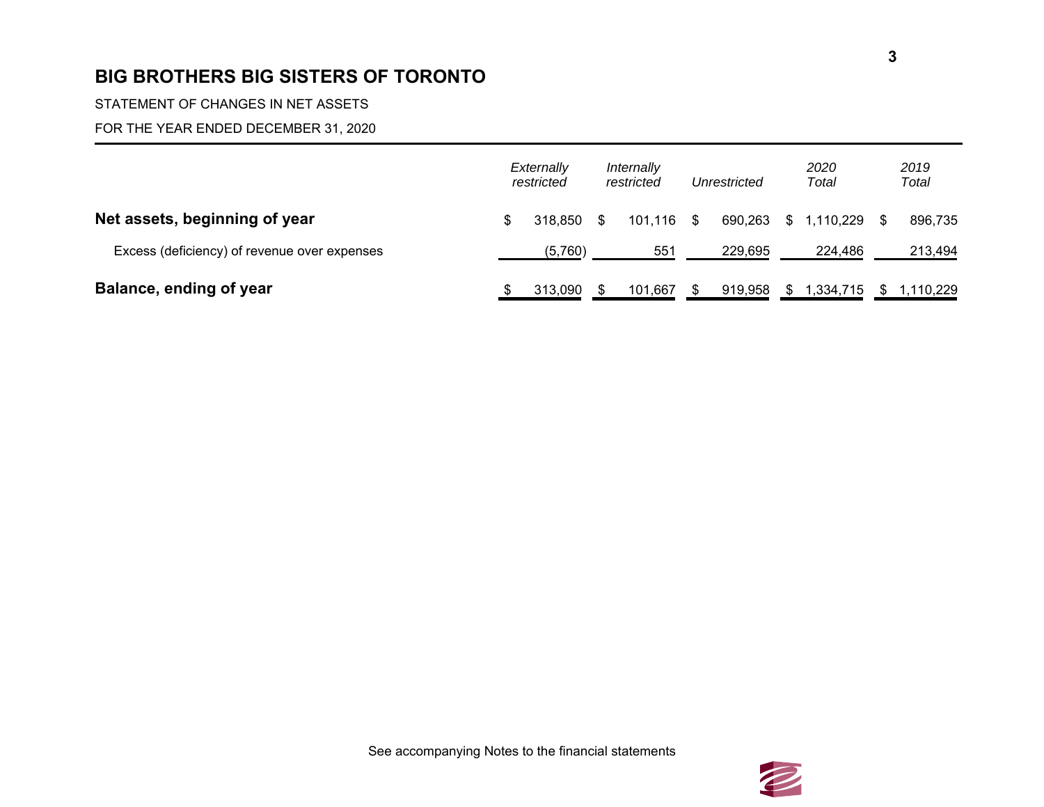# BIG BROTHERS BIG SISTERS OF TORONTO

STATEMENT OF CHANGES IN NET ASSETS

FOR THE YEAR ENDED DECEMBER 31, 2020

| | *Externally restricted* | *Internally restricted* | *Unrestricted* | *2020 Total* | *2019 Total* |
|---|---|---|---|---|---|
| **Net assets, beginning of year** | $ 318,850 | $ 101,116 | $ 690,263 | $ 1,110,229 | $ 896,735 |
| Excess (deficiency) of revenue over expenses | (5,760) | 551 | 229,695 | 224,486 | 213,494 |
| **Balance, ending of year** | $ 313,090 | $ 101,667 | $ 919,958 | $ 1,334,715 | $ 1,110,229 |

See accompanying Notes to the financial statements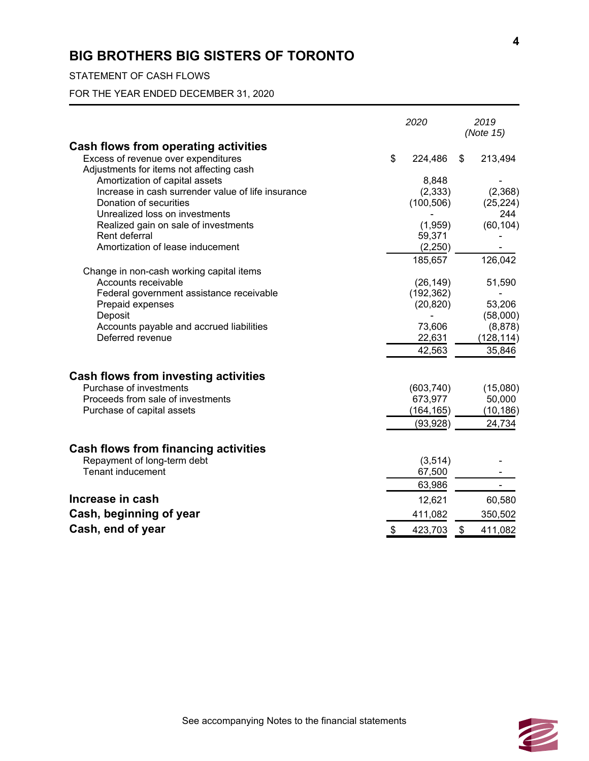# BIG BROTHERS BIG SISTERS OF TORONTO

STATEMENT OF CASH FLOWS

FOR THE YEAR ENDED DECEMBER 31, 2020

| | *2020* | *2019 (Note 15)* |
|---|---|---|
| **Cash flows from operating activities** | | |
| Excess of revenue over expenditures | $ 224,486 | $ 213,494 |
| Adjustments for items not affecting cash | | |
| Amortization of capital assets | 8,848 | - |
| Increase in cash surrender value of life insurance | (2,333) | (2,368) |
| Donation of securities | (100,506) | (25,224) |
| Unrealized loss on investments | - | 244 |
| Realized gain on sale of investments | (1,959) | (60,104) |
| Rent deferral | 59,371 | - |
| Amortization of lease inducement | (2,250) | - |
| | 185,657 | 126,042 |
| Change in non-cash working capital items | | |
| Accounts receivable | (26,149) | 51,590 |
| Federal government assistance receivable | (192,362) | - |
| Prepaid expenses | (20,820) | 53,206 |
| Deposit | - | (58,000) |
| Accounts payable and accrued liabilities | 73,606 | (8,878) |
| Deferred revenue | 22,631 | (128,114) |
| | 42,563 | 35,846 |
| **Cash flows from investing activities** | | |
| Purchase of investments | (603,740) | (15,080) |
| Proceeds from sale of investments | 673,977 | 50,000 |
| Purchase of capital assets | (164,165) | (10,186) |
| | (93,928) | 24,734 |
| **Cash flows from financing activities** | | |
| Repayment of long-term debt | (3,514) | - |
| Tenant inducement | 67,500 | - |
| | 63,986 | - |
| **Increase in cash** | 12,621 | 60,580 |
| **Cash, beginning of year** | 411,082 | 350,502 |
| **Cash, end of year** | $ 423,703 | $ 411,082 |

See accompanying Notes to the financial statements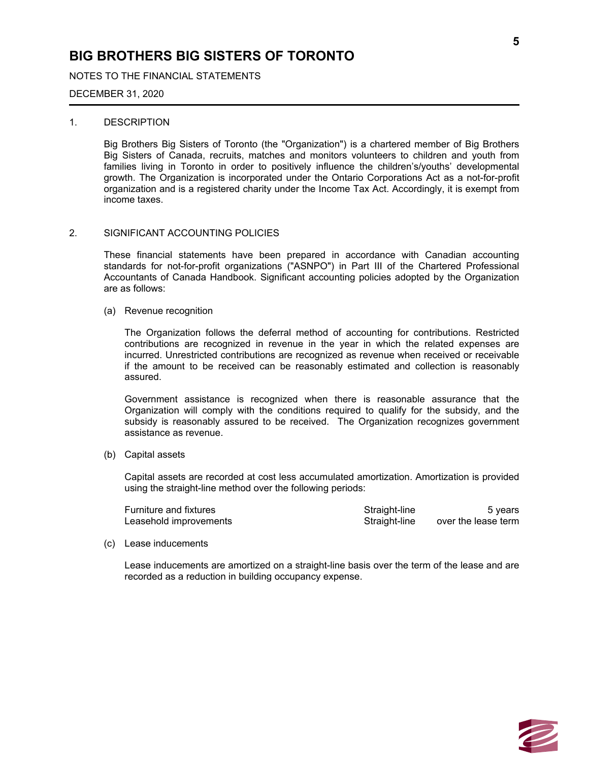# BIG BROTHERS BIG SISTERS OF TORONTO

NOTES TO THE FINANCIAL STATEMENTS

DECEMBER 31, 2020

1. DESCRIPTION

Big Brothers Big Sisters of Toronto (the "Organization") is a chartered member of Big Brothers Big Sisters of Canada, recruits, matches and monitors volunteers to children and youth from families living in Toronto in order to positively influence the children's/youths' developmental growth. The Organization is incorporated under the Ontario Corporations Act as a not-for-profit organization and is a registered charity under the Income Tax Act. Accordingly, it is exempt from income taxes.

2. SIGNIFICANT ACCOUNTING POLICIES

These financial statements have been prepared in accordance with Canadian accounting standards for not-for-profit organizations ("ASNPO") in Part III of the Chartered Professional Accountants of Canada Handbook. Significant accounting policies adopted by the Organization are as follows:

(a) Revenue recognition

The Organization follows the deferral method of accounting for contributions. Restricted contributions are recognized in revenue in the year in which the related expenses are incurred. Unrestricted contributions are recognized as revenue when received or receivable if the amount to be received can be reasonably estimated and collection is reasonably assured.

Government assistance is recognized when there is reasonable assurance that the Organization will comply with the conditions required to qualify for the subsidy, and the subsidy is reasonably assured to be received. The Organization recognizes government assistance as revenue.

(b) Capital assets

Capital assets are recorded at cost less accumulated amortization. Amortization is provided using the straight-line method over the following periods:

| | | |
|---|---|---|
| Furniture and fixtures | Straight-line | 5 years |
| Leasehold improvements | Straight-line | over the lease term |

(c) Lease inducements

Lease inducements are amortized on a straight-line basis over the term of the lease and are recorded as a reduction in building occupancy expense.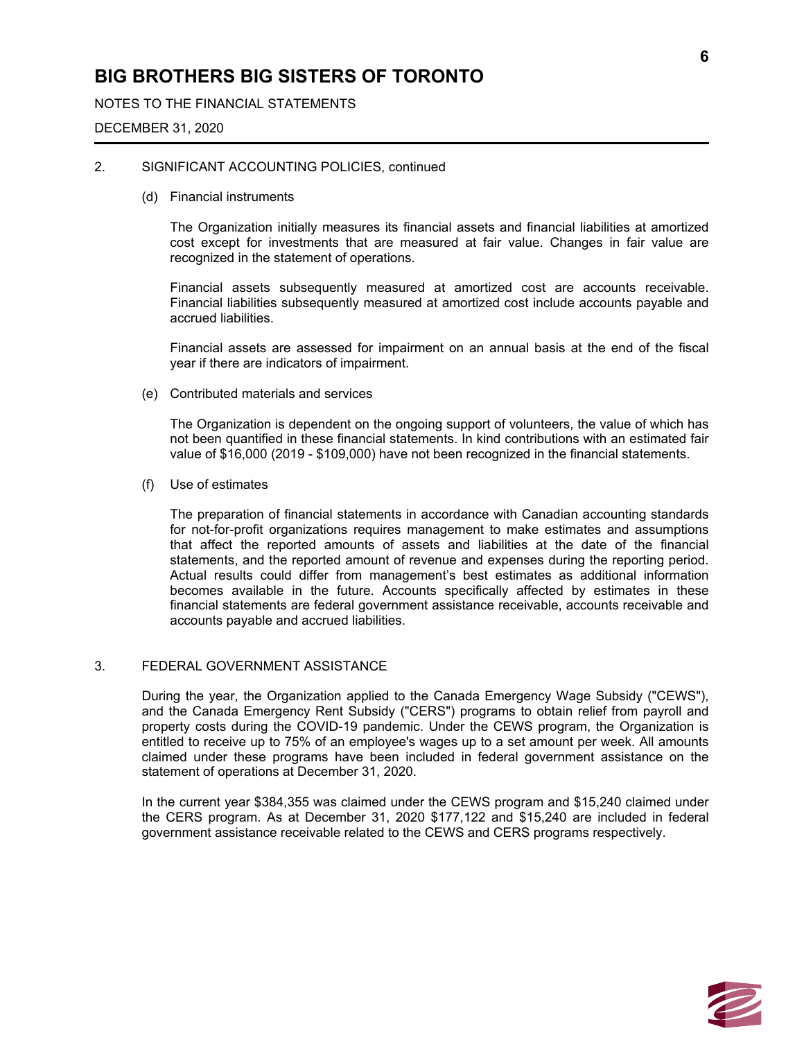# BIG BROTHERS BIG SISTERS OF TORONTO

NOTES TO THE FINANCIAL STATEMENTS

DECEMBER 31, 2020

2. SIGNIFICANT ACCOUNTING POLICIES, continued

(d) Financial instruments

The Organization initially measures its financial assets and financial liabilities at amortized cost except for investments that are measured at fair value. Changes in fair value are recognized in the statement of operations.

Financial assets subsequently measured at amortized cost are accounts receivable. Financial liabilities subsequently measured at amortized cost include accounts payable and accrued liabilities.

Financial assets are assessed for impairment on an annual basis at the end of the fiscal year if there are indicators of impairment.

(e) Contributed materials and services

The Organization is dependent on the ongoing support of volunteers, the value of which has not been quantified in these financial statements. In kind contributions with an estimated fair value of $16,000 (2019 - $109,000) have not been recognized in the financial statements.

(f) Use of estimates

The preparation of financial statements in accordance with Canadian accounting standards for not-for-profit organizations requires management to make estimates and assumptions that affect the reported amounts of assets and liabilities at the date of the financial statements, and the reported amount of revenue and expenses during the reporting period. Actual results could differ from management's best estimates as additional information becomes available in the future. Accounts specifically affected by estimates in these financial statements are federal government assistance receivable, accounts receivable and accounts payable and accrued liabilities.

3. FEDERAL GOVERNMENT ASSISTANCE

During the year, the Organization applied to the Canada Emergency Wage Subsidy ("CEWS"), and the Canada Emergency Rent Subsidy ("CERS") programs to obtain relief from payroll and property costs during the COVID-19 pandemic. Under the CEWS program, the Organization is entitled to receive up to 75% of an employee's wages up to a set amount per week. All amounts claimed under these programs have been included in federal government assistance on the statement of operations at December 31, 2020.

In the current year $384,355 was claimed under the CEWS program and $15,240 claimed under the CERS program. As at December 31, 2020 $177,122 and $15,240 are included in federal government assistance receivable related to the CEWS and CERS programs respectively.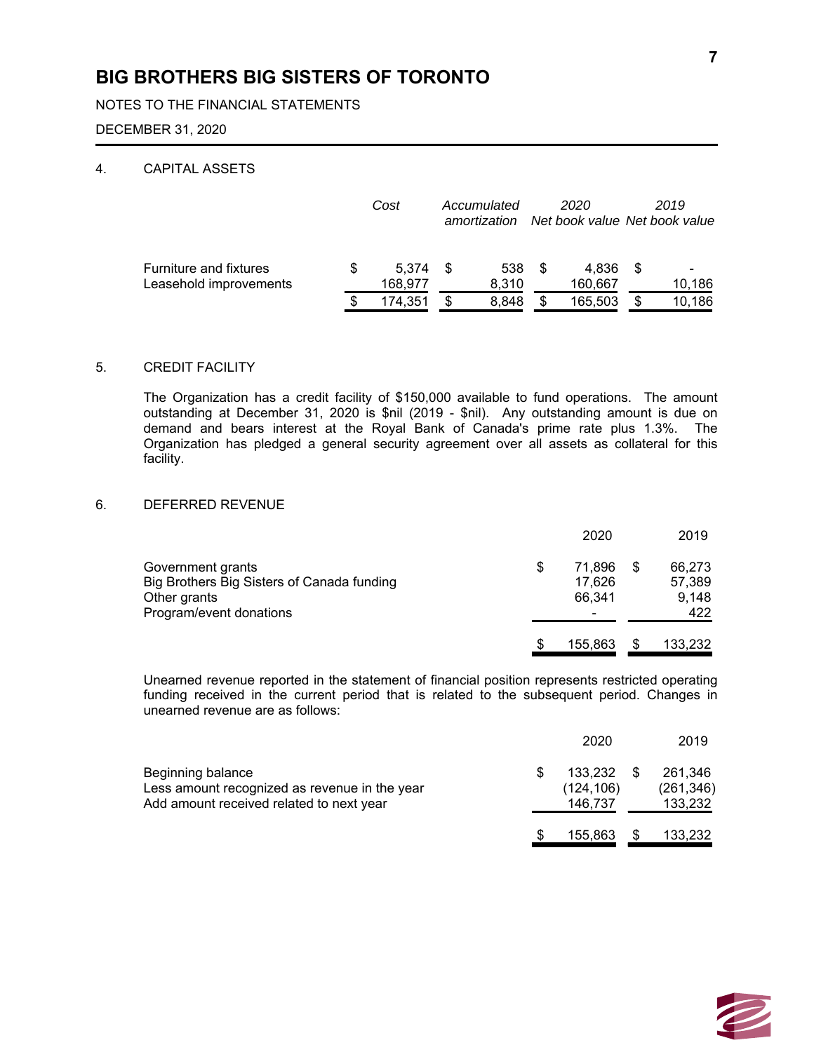# BIG BROTHERS BIG SISTERS OF TORONTO

NOTES TO THE FINANCIAL STATEMENTS

DECEMBER 31, 2020

## 4. CAPITAL ASSETS

| | *Cost* | *Accumulated amortization* | *2020 Net book value* | *2019 Net book value* |
|---|---|---|---|---|
| Furniture and fixtures | $ 5,374 | $ 538 | $ 4,836 | $ - |
| Leasehold improvements | 168,977 | 8,310 | 160,667 | 10,186 |
| | $ 174,351 | $ 8,848 | $ 165,503 | $ 10,186 |

## 5. CREDIT FACILITY

The Organization has a credit facility of $150,000 available to fund operations. The amount outstanding at December 31, 2020 is $nil (2019 - $nil). Any outstanding amount is due on demand and bears interest at the Royal Bank of Canada's prime rate plus 1.3%. The Organization has pledged a general security agreement over all assets as collateral for this facility.

## 6. DEFERRED REVENUE

| | 2020 | 2019 |
|---|---|---|
| Government grants | $ 71,896 | $ 66,273 |
| Big Brothers Big Sisters of Canada funding | 17,626 | 57,389 |
| Other grants | 66,341 | 9,148 |
| Program/event donations | - | 422 |
| | $ 155,863 | $ 133,232 |

Unearned revenue reported in the statement of financial position represents restricted operating funding received in the current period that is related to the subsequent period. Changes in unearned revenue are as follows:

| | 2020 | 2019 |
|---|---|---|
| Beginning balance | $ 133,232 | $ 261,346 |
| Less amount recognized as revenue in the year | (124,106) | (261,346) |
| Add amount received related to next year | 146,737 | 133,232 |
| | $ 155,863 | $ 133,232 |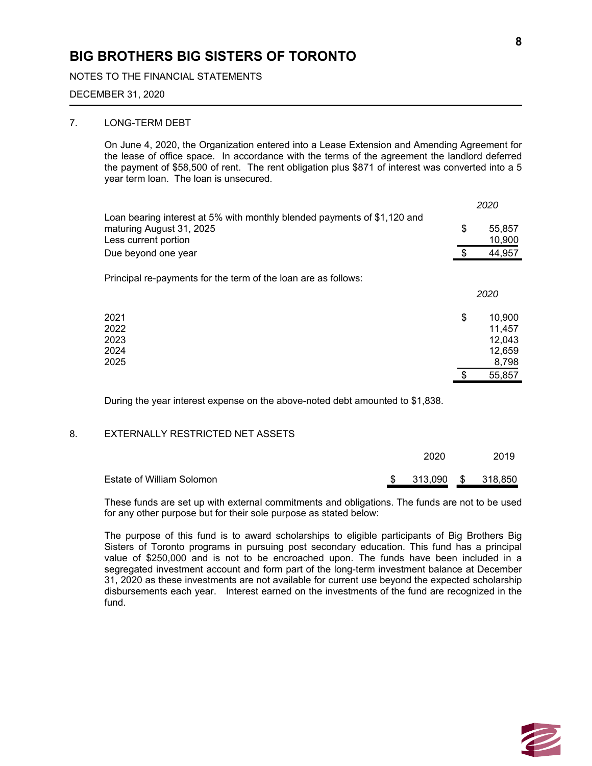# BIG BROTHERS BIG SISTERS OF TORONTO

NOTES TO THE FINANCIAL STATEMENTS

DECEMBER 31, 2020

## 7. LONG-TERM DEBT

On June 4, 2020, the Organization entered into a Lease Extension and Amending Agreement for the lease of office space. In accordance with the terms of the agreement the landlord deferred the payment of $58,500 of rent. The rent obligation plus $871 of interest was converted into a 5 year term loan. The loan is unsecured.

| | *2020* |
|---|---|
| Loan bearing interest at 5% with monthly blended payments of $1,120 and maturing August 31, 2025 | $ 55,857 |
| Less current portion | 10,900 |
| Due beyond one year | $ 44,957 |

Principal re-payments for the term of the loan are as follows:

| | *2020* |
|---|---|
| 2021 | $ 10,900 |
| 2022 | 11,457 |
| 2023 | 12,043 |
| 2024 | 12,659 |
| 2025 | 8,798 |
| | $ 55,857 |

During the year interest expense on the above-noted debt amounted to $1,838.

## 8. EXTERNALLY RESTRICTED NET ASSETS

| | 2020 | 2019 |
|---|---|---|
| Estate of William Solomon | $ 313,090 | $ 318,850 |

These funds are set up with external commitments and obligations. The funds are not to be used for any other purpose but for their sole purpose as stated below:

The purpose of this fund is to award scholarships to eligible participants of Big Brothers Big Sisters of Toronto programs in pursuing post secondary education. This fund has a principal value of $250,000 and is not to be encroached upon. The funds have been included in a segregated investment account and form part of the long-term investment balance at December 31, 2020 as these investments are not available for current use beyond the expected scholarship disbursements each year. Interest earned on the investments of the fund are recognized in the fund.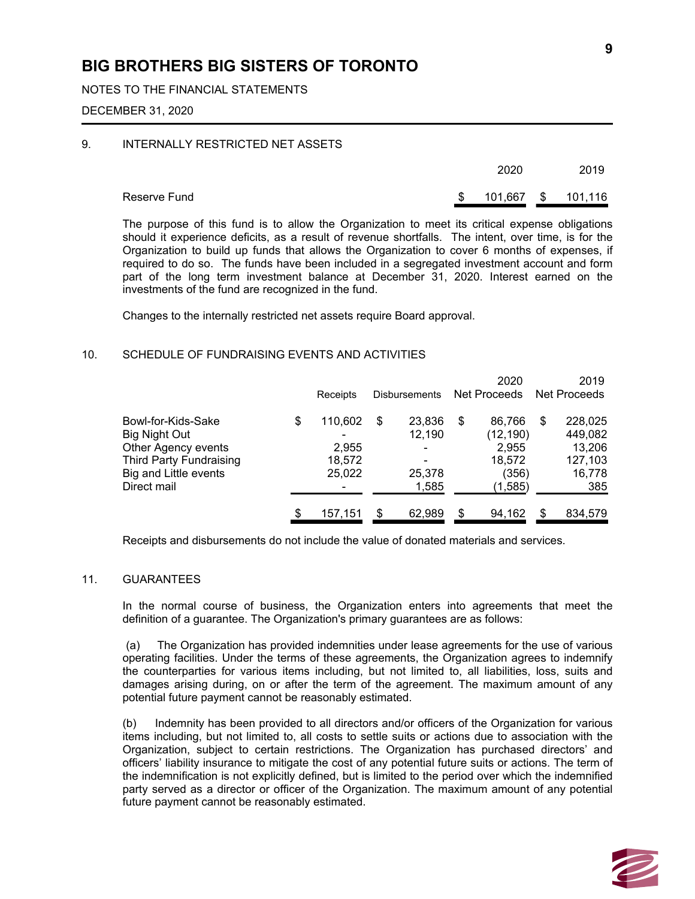# BIG BROTHERS BIG SISTERS OF TORONTO

NOTES TO THE FINANCIAL STATEMENTS

DECEMBER 31, 2020

## 9. INTERNALLY RESTRICTED NET ASSETS

| | 2020 | 2019 |
|---|---|---|
| Reserve Fund | $ 101,667 | $ 101,116 |

The purpose of this fund is to allow the Organization to meet its critical expense obligations should it experience deficits, as a result of revenue shortfalls. The intent, over time, is for the Organization to build up funds that allows the Organization to cover 6 months of expenses, if required to do so. The funds have been included in a segregated investment account and form part of the long term investment balance at December 31, 2020. Interest earned on the investments of the fund are recognized in the fund.

Changes to the internally restricted net assets require Board approval.

## 10. SCHEDULE OF FUNDRAISING EVENTS AND ACTIVITIES

| | Receipts | Disbursements | 2020 Net Proceeds | 2019 Net Proceeds |
|---|---|---|---|---|
| Bowl-for-Kids-Sake | $ 110,602 | $ 23,836 | $ 86,766 | $ 228,025 |
| Big Night Out | - | 12,190 | (12,190) | 449,082 |
| Other Agency events | 2,955 | - | 2,955 | 13,206 |
| Third Party Fundraising | 18,572 | - | 18,572 | 127,103 |
| Big and Little events | 25,022 | 25,378 | (356) | 16,778 |
| Direct mail | - | 1,585 | (1,585) | 385 |
| | $ 157,151 | $ 62,989 | $ 94,162 | $ 834,579 |

Receipts and disbursements do not include the value of donated materials and services.

## 11. GUARANTEES

In the normal course of business, the Organization enters into agreements that meet the definition of a guarantee. The Organization's primary guarantees are as follows:

(a) The Organization has provided indemnities under lease agreements for the use of various operating facilities. Under the terms of these agreements, the Organization agrees to indemnify the counterparties for various items including, but not limited to, all liabilities, loss, suits and damages arising during, on or after the term of the agreement. The maximum amount of any potential future payment cannot be reasonably estimated.

(b) Indemnity has been provided to all directors and/or officers of the Organization for various items including, but not limited to, all costs to settle suits or actions due to association with the Organization, subject to certain restrictions. The Organization has purchased directors' and officers' liability insurance to mitigate the cost of any potential future suits or actions. The term of the indemnification is not explicitly defined, but is limited to the period over which the indemnified party served as a director or officer of the Organization. The maximum amount of any potential future payment cannot be reasonably estimated.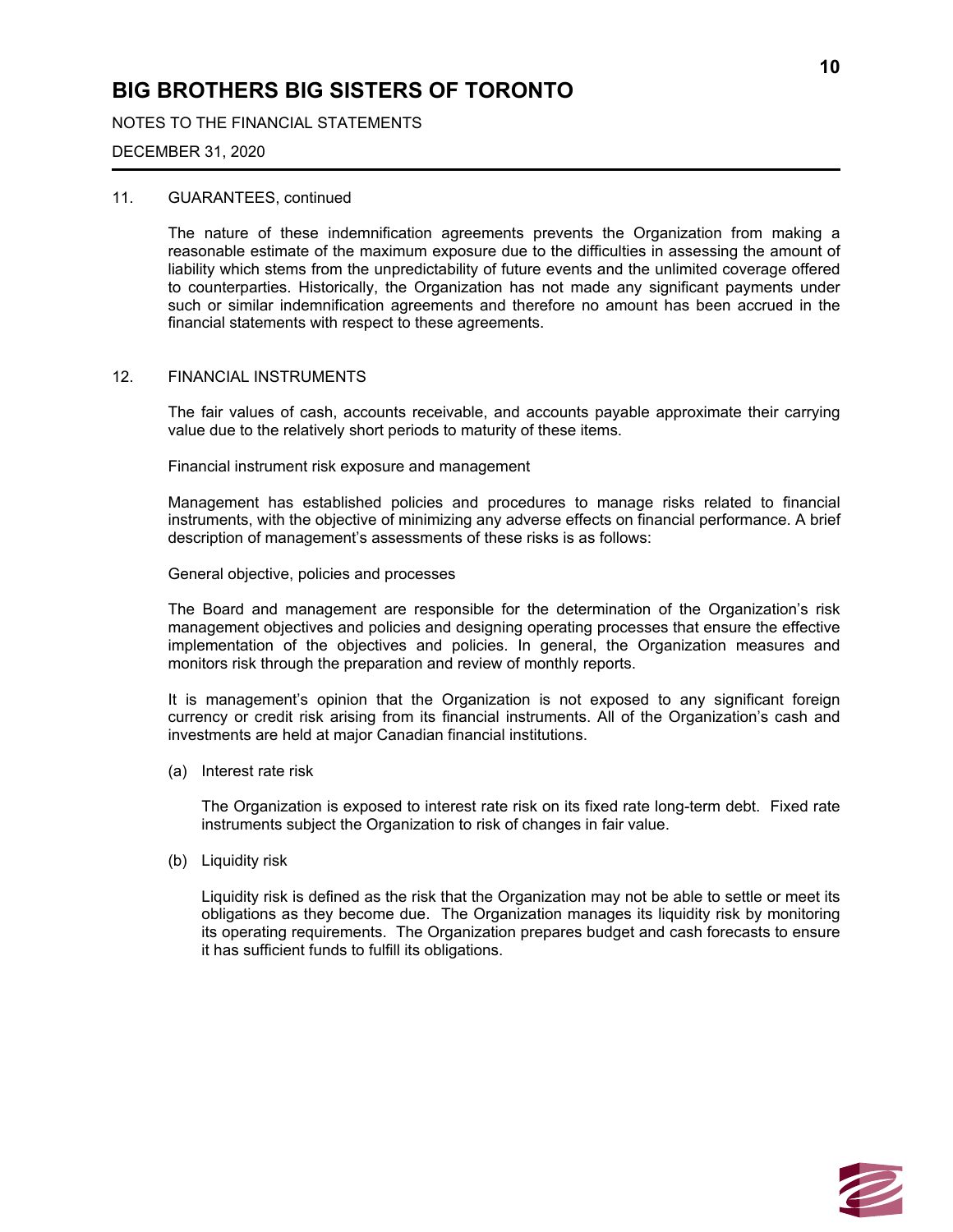## 11. GUARANTEES, continued

The nature of these indemnification agreements prevents the Organization from making a reasonable estimate of the maximum exposure due to the difficulties in assessing the amount of liability which stems from the unpredictability of future events and the unlimited coverage offered to counterparties. Historically, the Organization has not made any significant payments under such or similar indemnification agreements and therefore no amount has been accrued in the financial statements with respect to these agreements.

## 12. FINANCIAL INSTRUMENTS

The fair values of cash, accounts receivable, and accounts payable approximate their carrying value due to the relatively short periods to maturity of these items.

Financial instrument risk exposure and management

Management has established policies and procedures to manage risks related to financial instruments, with the objective of minimizing any adverse effects on financial performance. A brief description of management's assessments of these risks is as follows:

General objective, policies and processes

The Board and management are responsible for the determination of the Organization's risk management objectives and policies and designing operating processes that ensure the effective implementation of the objectives and policies. In general, the Organization measures and monitors risk through the preparation and review of monthly reports.

It is management's opinion that the Organization is not exposed to any significant foreign currency or credit risk arising from its financial instruments. All of the Organization's cash and investments are held at major Canadian financial institutions.

(a) Interest rate risk

The Organization is exposed to interest rate risk on its fixed rate long-term debt. Fixed rate instruments subject the Organization to risk of changes in fair value.

(b) Liquidity risk

Liquidity risk is defined as the risk that the Organization may not be able to settle or meet its obligations as they become due. The Organization manages its liquidity risk by monitoring its operating requirements. The Organization prepares budget and cash forecasts to ensure it has sufficient funds to fulfill its obligations.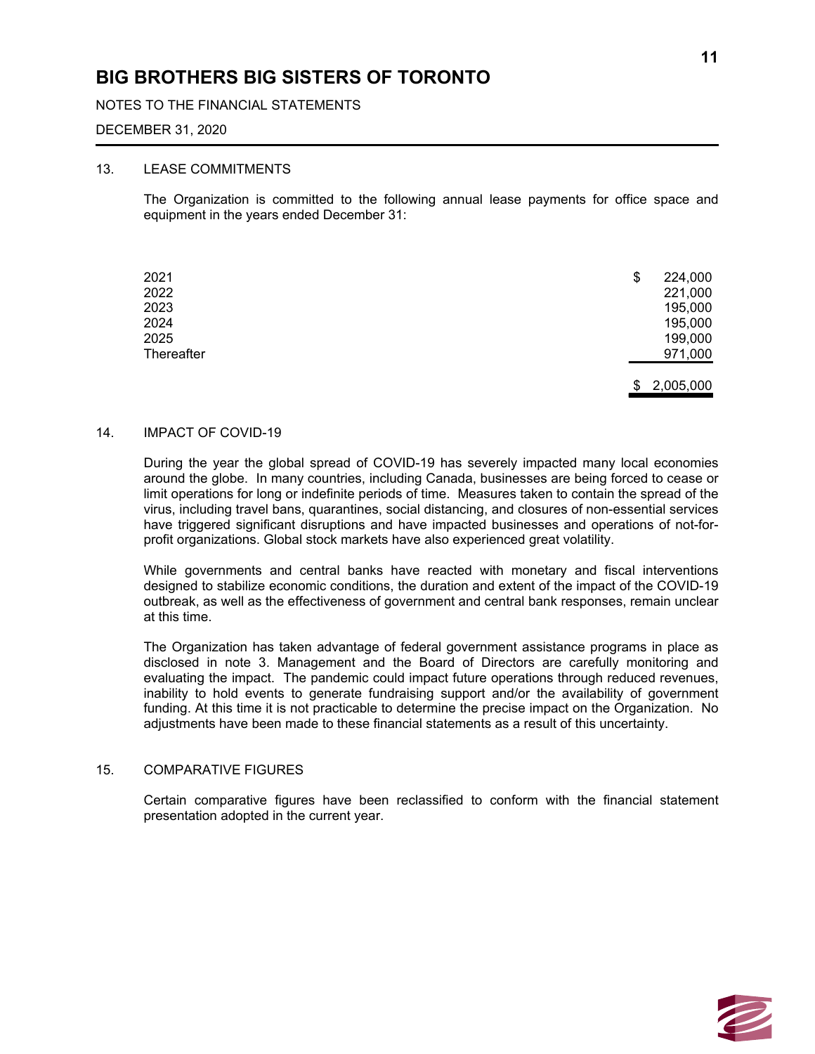# BIG BROTHERS BIG SISTERS OF TORONTO

NOTES TO THE FINANCIAL STATEMENTS

DECEMBER 31, 2020

## 13. LEASE COMMITMENTS

The Organization is committed to the following annual lease payments for office space and equipment in the years ended December 31:

| | |
|---|---|
| 2021 | $ 224,000 |
| 2022 | 221,000 |
| 2023 | 195,000 |
| 2024 | 195,000 |
| 2025 | 199,000 |
| Thereafter | 971,000 |
| | $ 2,005,000 |

## 14. IMPACT OF COVID-19

During the year the global spread of COVID-19 has severely impacted many local economies around the globe. In many countries, including Canada, businesses are being forced to cease or limit operations for long or indefinite periods of time. Measures taken to contain the spread of the virus, including travel bans, quarantines, social distancing, and closures of non-essential services have triggered significant disruptions and have impacted businesses and operations of not-for-profit organizations. Global stock markets have also experienced great volatility.

While governments and central banks have reacted with monetary and fiscal interventions designed to stabilize economic conditions, the duration and extent of the impact of the COVID-19 outbreak, as well as the effectiveness of government and central bank responses, remain unclear at this time.

The Organization has taken advantage of federal government assistance programs in place as disclosed in note 3. Management and the Board of Directors are carefully monitoring and evaluating the impact. The pandemic could impact future operations through reduced revenues, inability to hold events to generate fundraising support and/or the availability of government funding. At this time it is not practicable to determine the precise impact on the Organization. No adjustments have been made to these financial statements as a result of this uncertainty.

## 15. COMPARATIVE FIGURES

Certain comparative figures have been reclassified to conform with the financial statement presentation adopted in the current year.